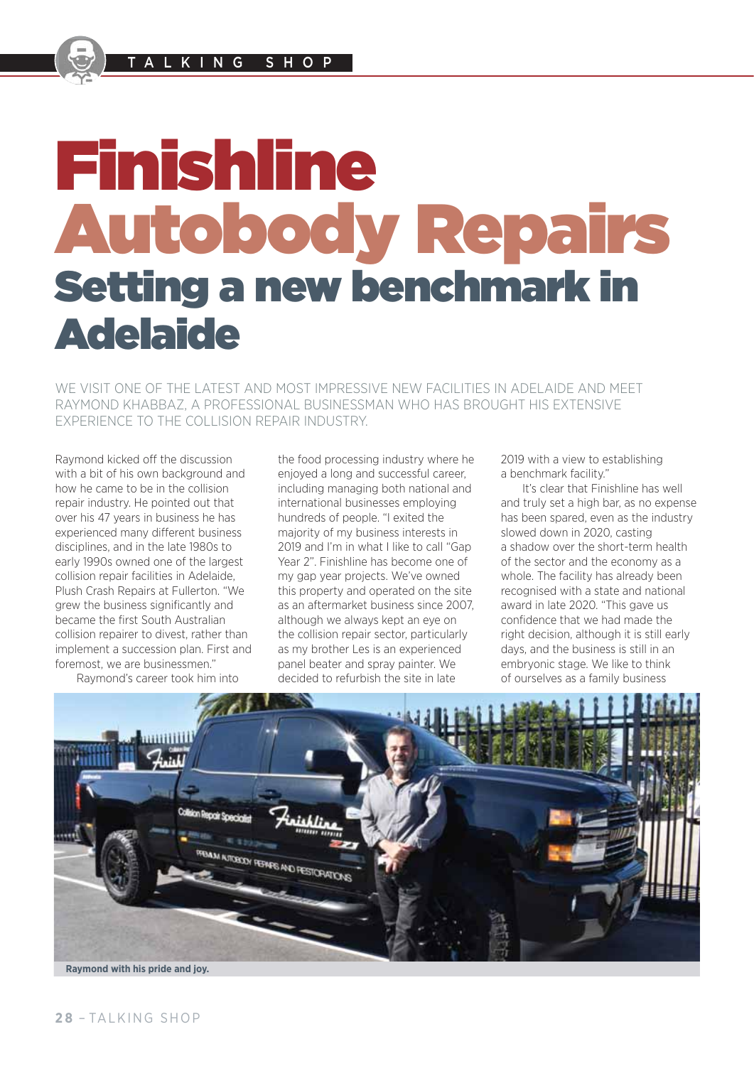# Finishline Autobody Repairs

## Setting a new benchmark in Adelaide

WE VISIT ONE OF THE LATEST AND MOST IMPRESSIVE NEW FACILITIES IN ADELAIDE AND MEET RAYMOND KHABBAZ, A PROFESSIONAL BUSINESSMAN WHO HAS BROUGHT HIS EXTENSIVE EXPERIENCE TO THE COLLISION REPAIR INDUSTRY.

Raymond kicked off the discussion with a bit of his own background and how he came to be in the collision repair industry. He pointed out that over his 47 years in business he has experienced many different business disciplines, and in the late 1980s to early 1990s owned one of the largest collision repair facilities in Adelaide, Plush Crash Repairs at Fullerton. "We grew the business significantly and became the first South Australian collision repairer to divest, rather than implement a succession plan. First and foremost, we are businessmen."

Raymond's career took him into the food processing industry where he enjoyed a long and successful career, including managing both national and international businesses employing hundreds of people. "I exited the majority of my business interests in 2019 and I'm in what I like to call "Gap Year 2". Finishline has become one of my gap year projects. We've owned this property and operated on the site as an aftermarket business since 2007, although we always kept an eye on the collision repair sector, particularly as my brother Les is an experienced panel beater and spray painter. We decided to refurbish the site in late 2019 with a view to establishing a benchmark facility."

It's clear that Finishline has well and truly set a high bar, as no expense has been spared, even as the industry slowed down in 2020, casting a shadow over the short-term health of the sector and the economy as a whole. The facility has already been recognised with a state and national award in late 2020. "This gave us confidence that we had made the right decision, although it is still early days, and the business is still in an embryonic stage. We like to think of ourselves as a family business

Raymond with his pride and joy.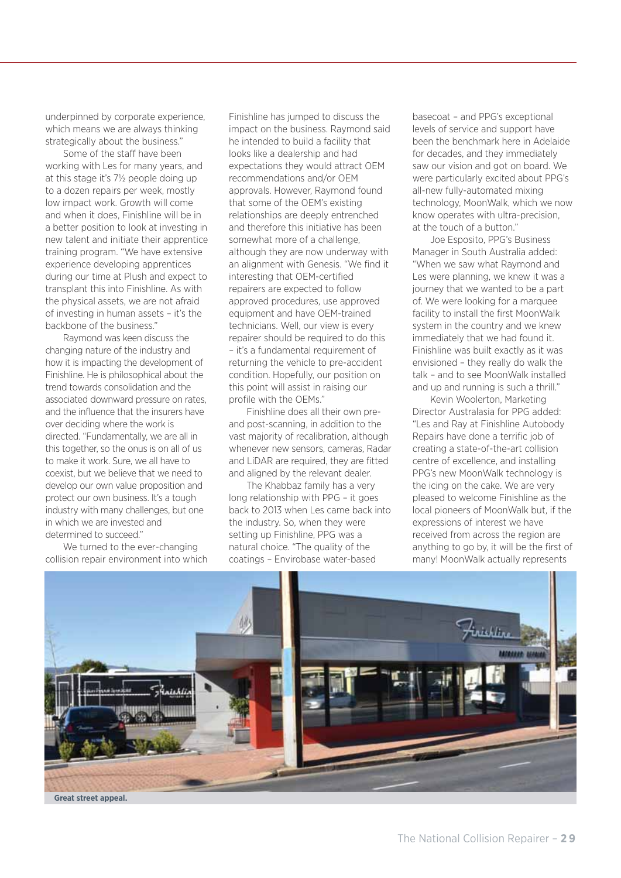underpinned by corporate experience, which means we are always thinking strategically about the business."

Some of the staff have been working with Les for many years, and at this stage it's 7½ people doing up to a dozen repairs per week, mostly low impact work. Growth will come and when it does, Finishline will be in a better position to look at investing in new talent and initiate their apprentice training program. "We have extensive experience developing apprentices during our time at Plush and expect to transplant this into Finishline. As with the physical assets, we are not afraid of investing in human assets – it's the backbone of the business."

Raymond was keen discuss the changing nature of the industry and how it is impacting the development of Finishline. He is philosophical about the trend towards consolidation and the associated downward pressure on rates, and the influence that the insurers have over deciding where the work is directed. "Fundamentally, we are all in this together, so the onus is on all of us to make it work. Sure, we all have to coexist, but we believe that we need to develop our own value proposition and protect our own business. It's a tough industry with many challenges, but one in which we are invested and determined to succeed."

We turned to the ever-changing collision repair environment into which Finishline has jumped to discuss the impact on the business. Raymond said he intended to build a facility that looks like a dealership and had expectations they would attract OEM recommendations and/or OEM approvals. However, Raymond found that some of the OEM's existing relationships are deeply entrenched and therefore this initiative has been somewhat more of a challenge, although they are now underway with an alignment with Genesis. "We find it interesting that OEM-certified repairers are expected to follow approved procedures, use approved equipment and have OEM-trained technicians. Well, our view is every repairer should be required to do this – it's a fundamental requirement of returning the vehicle to pre-accident condition. Hopefully, our position on this point will assist in raising our profile with the OEMs."

Finishline does all their own pre- and post-scanning, in addition to the vast majority of recalibration, although whenever new sensors, cameras, Radar and LiDAR are required, they are fitted and aligned by the relevant dealer.

The Khabbaz family has a very long relationship with PPG – it goes back to 2013 when Les came back into the industry. So, when they were setting up Finishline, PPG was a natural choice. "The quality of the coatings – Envirobase water-based basecoat – and PPG's exceptional levels of service and support have been the benchmark here in Adelaide for decades, and they immediately saw our vision and got on board. We were particularly excited about PPG's all-new fully-automated mixing technology, MoonWalk, which we now know operates with ultra-precision, at the touch of a button."

Joe Esposito, PPG's Business Manager in South Australia added: "When we saw what Raymond and Les were planning, we knew it was a journey that we wanted to be a part of. We were looking for a marquee facility to install the first MoonWalk system in the country and we knew immediately that we had found it. Finishline was built exactly as it was envisioned – they really do walk the talk – and to see MoonWalk installed and up and running is such a thrill."

Kevin Woolerton, Marketing Director Australasia for PPG added: "Les and Ray at Finishline Autobody Repairs have done a terrific job of creating a state-of-the-art collision centre of excellence, and installing PPG's new MoonWalk technology is the icing on the cake. We are very pleased to welcome Finishline as the local pioneers of MoonWalk but, if the expressions of interest we have received from across the region are anything to go by, it will be the first of many! MoonWalk actually represents

**Great street appeal.**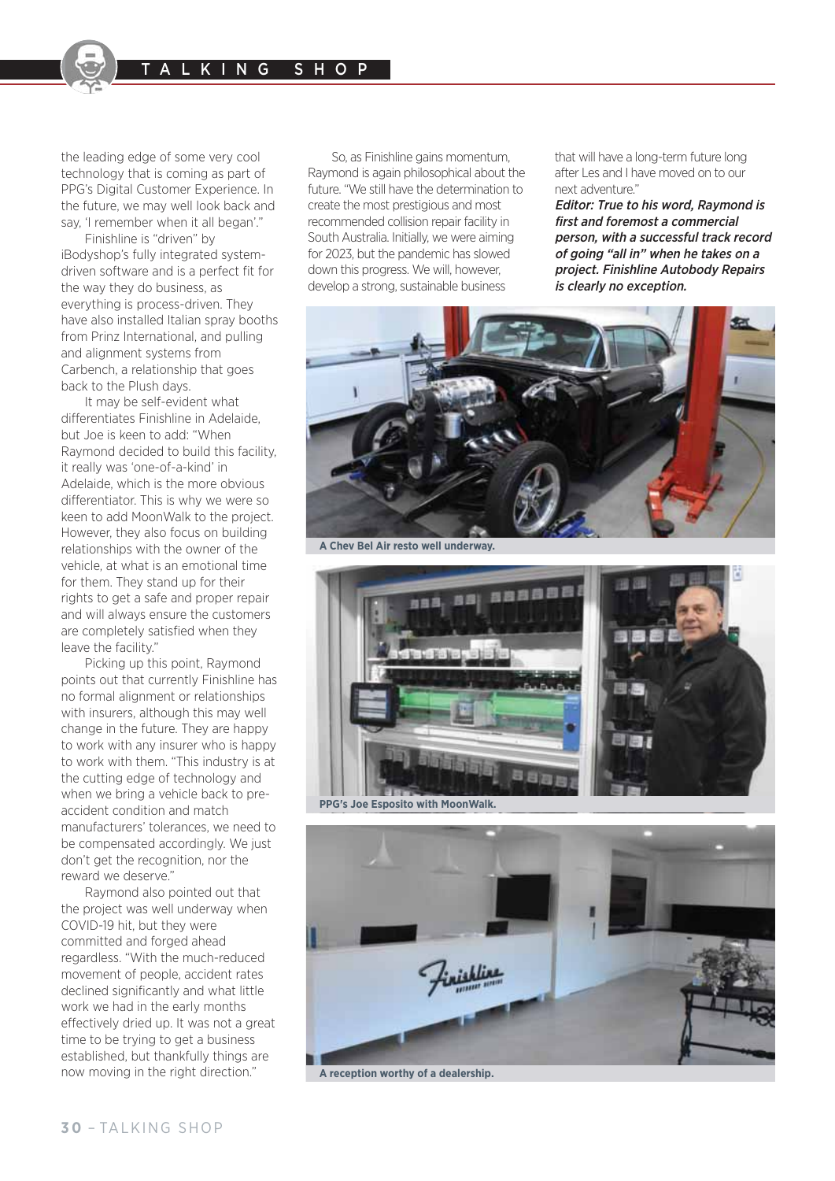the leading edge of some very cool technology that is coming as part of PPG's Digital Customer Experience. In the future, we may well look back and say, 'I remember when it all began'."

Finishline is "driven" by iBodyshop's fully integrated system-driven software and is a perfect fit for the way they do business, as everything is process-driven. They have also installed Italian spray booths from Prinz International, and pulling and alignment systems from Carbench, a relationship that goes back to the Plush days.

It may be self-evident what differentiates Finishline in Adelaide, but Joe is keen to add: "When Raymond decided to build this facility, it really was 'one-of-a-kind' in Adelaide, which is the more obvious differentiator. This is why we were so keen to add MoonWalk to the project. However, they also focus on building relationships with the owner of the vehicle, at what is an emotional time for them. They stand up for their rights to get a safe and proper repair and will always ensure the customers are completely satisfied when they leave the facility."

Picking up this point, Raymond points out that currently Finishline has no formal alignment or relationships with insurers, although this may well change in the future. They are happy to work with any insurer who is happy to work with them. "This industry is at the cutting edge of technology and when we bring a vehicle back to pre-accident condition and match manufacturers' tolerances, we need to be compensated accordingly. We just don't get the recognition, nor the reward we deserve."

Raymond also pointed out that the project was well underway when COVID-19 hit, but they were committed and forged ahead regardless. "With the much-reduced movement of people, accident rates declined significantly and what little work we had in the early months effectively dried up. It was not a great time to be trying to get a business established, but thankfully things are now moving in the right direction."

So, as Finishline gains momentum, Raymond is again philosophical about the future. "We still have the determination to create the most prestigious and most recommended collision repair facility in South Australia. Initially, we were aiming for 2023, but the pandemic has slowed down this progress. We will, however, develop a strong, sustainable business that will have a long-term future long after Les and I have moved on to our next adventure."

***Editor: True to his word, Raymond is first and foremost a commercial person, with a successful track record of going "all in" when he takes on a project. Finishline Autobody Repairs is clearly no exception.***

**A Chev Bel Air resto well underway.**

**PPG's Joe Esposito with MoonWalk.**

**A reception worthy of a dealership.**